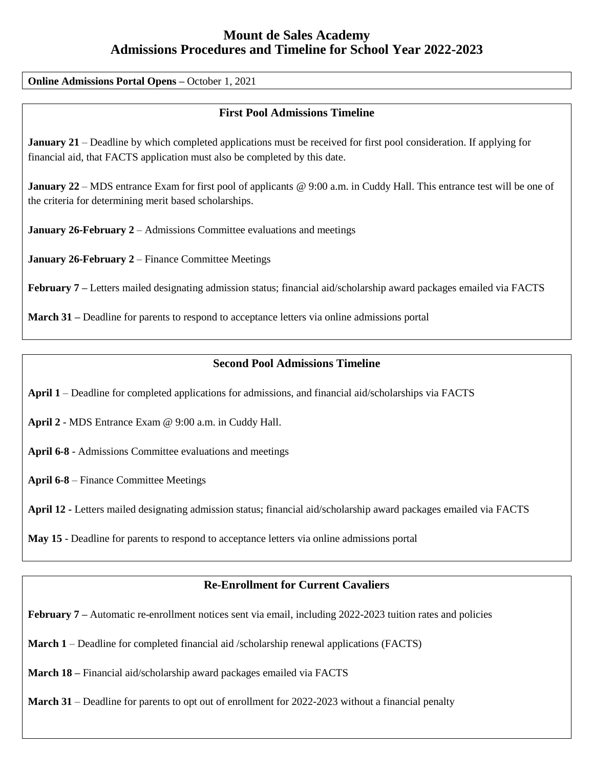# Mount de Sales Academy
# Admissions Procedures and Timeline for School Year 2022-2023

**Online Admissions Portal Opens –** October 1, 2021

## First Pool Admissions Timeline

**January 21** – Deadline by which completed applications must be received for first pool consideration. If applying for financial aid, that FACTS application must also be completed by this date.

**January 22** – MDS entrance Exam for first pool of applicants @ 9:00 a.m. in Cuddy Hall. This entrance test will be one of the criteria for determining merit based scholarships.

**January 26-February 2** – Admissions Committee evaluations and meetings

**January 26-February 2** – Finance Committee Meetings

**February 7 –** Letters mailed designating admission status; financial aid/scholarship award packages emailed via FACTS

**March 31 –** Deadline for parents to respond to acceptance letters via online admissions portal

## Second Pool Admissions Timeline

**April 1** – Deadline for completed applications for admissions, and financial aid/scholarships via FACTS

**April 2** - MDS Entrance Exam @ 9:00 a.m. in Cuddy Hall.

**April 6-8** - Admissions Committee evaluations and meetings

**April 6-8** – Finance Committee Meetings

**April 12 -** Letters mailed designating admission status; financial aid/scholarship award packages emailed via FACTS

**May 15** - Deadline for parents to respond to acceptance letters via online admissions portal

## Re-Enrollment for Current Cavaliers

**February 7 –** Automatic re-enrollment notices sent via email, including 2022-2023 tuition rates and policies

**March 1** – Deadline for completed financial aid /scholarship renewal applications (FACTS)

**March 18 –** Financial aid/scholarship award packages emailed via FACTS

**March 31** – Deadline for parents to opt out of enrollment for 2022-2023 without a financial penalty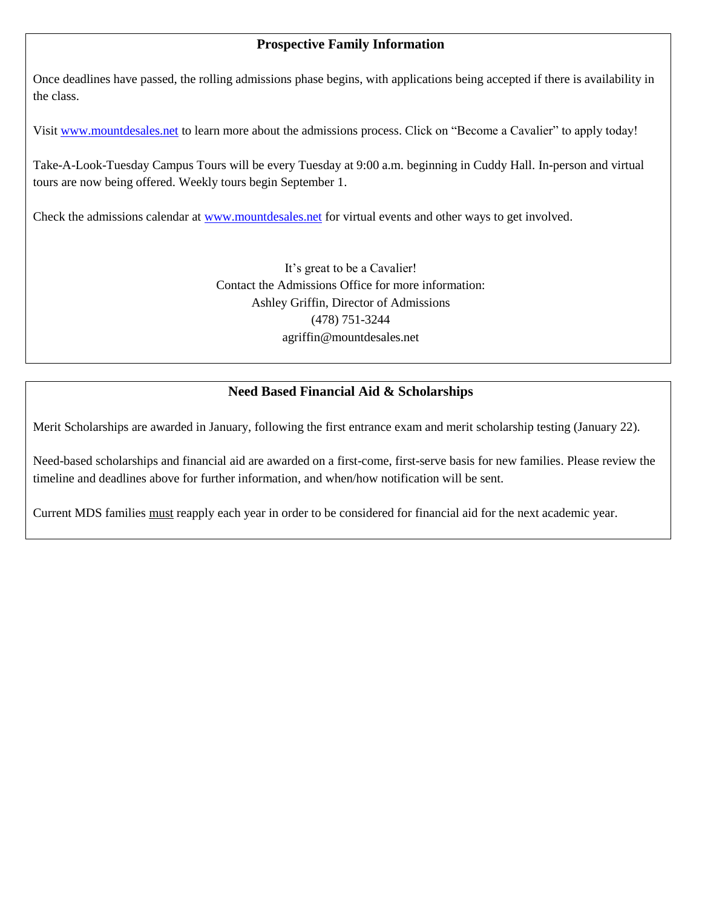## Prospective Family Information

Once deadlines have passed, the rolling admissions phase begins, with applications being accepted if there is availability in the class.

Visit www.mountdesales.net to learn more about the admissions process. Click on "Become a Cavalier" to apply today!

Take-A-Look-Tuesday Campus Tours will be every Tuesday at 9:00 a.m. beginning in Cuddy Hall. In-person and virtual tours are now being offered. Weekly tours begin September 1.

Check the admissions calendar at www.mountdesales.net for virtual events and other ways to get involved.

It's great to be a Cavalier!
Contact the Admissions Office for more information:
Ashley Griffin, Director of Admissions
(478) 751-3244
agriffin@mountdesales.net

## Need Based Financial Aid & Scholarships

Merit Scholarships are awarded in January, following the first entrance exam and merit scholarship testing (January 22).

Need-based scholarships and financial aid are awarded on a first-come, first-serve basis for new families. Please review the timeline and deadlines above for further information, and when/how notification will be sent.

Current MDS families <u>must</u> reapply each year in order to be considered for financial aid for the next academic year.